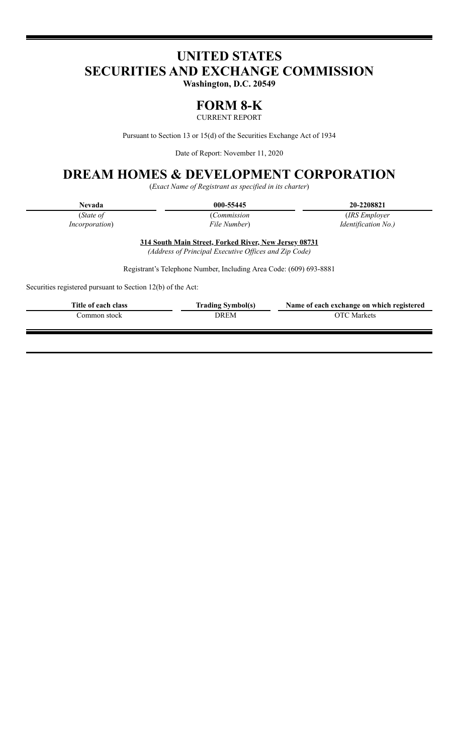# UNITED STATES
# SECURITIES AND EXCHANGE COMMISSION

**Washington, D.C. 20549**

# FORM 8-K

CURRENT REPORT

Pursuant to Section 13 or 15(d) of the Securities Exchange Act of 1934

Date of Report: November 11, 2020

# DREAM HOMES & DEVELOPMENT CORPORATION

(*Exact Name of Registrant as specified in its charter*)

| **Nevada** | **000-55445** | **20-2208821** |
|---|---|---|
| (*State of Incorporation*) | (*Commission File Number*) | (*IRS Employer Identification No.)* |

**314 South Main Street, Forked River, New Jersey 08731**

*(Address of Principal Executive Offices and Zip Code)*

Registrant's Telephone Number, Including Area Code: (609) 693-8881

Securities registered pursuant to Section 12(b) of the Act:

| Title of each class | Trading Symbol(s) | Name of each exchange on which registered |
|---|---|---|
| Common stock | DREM | OTC Markets |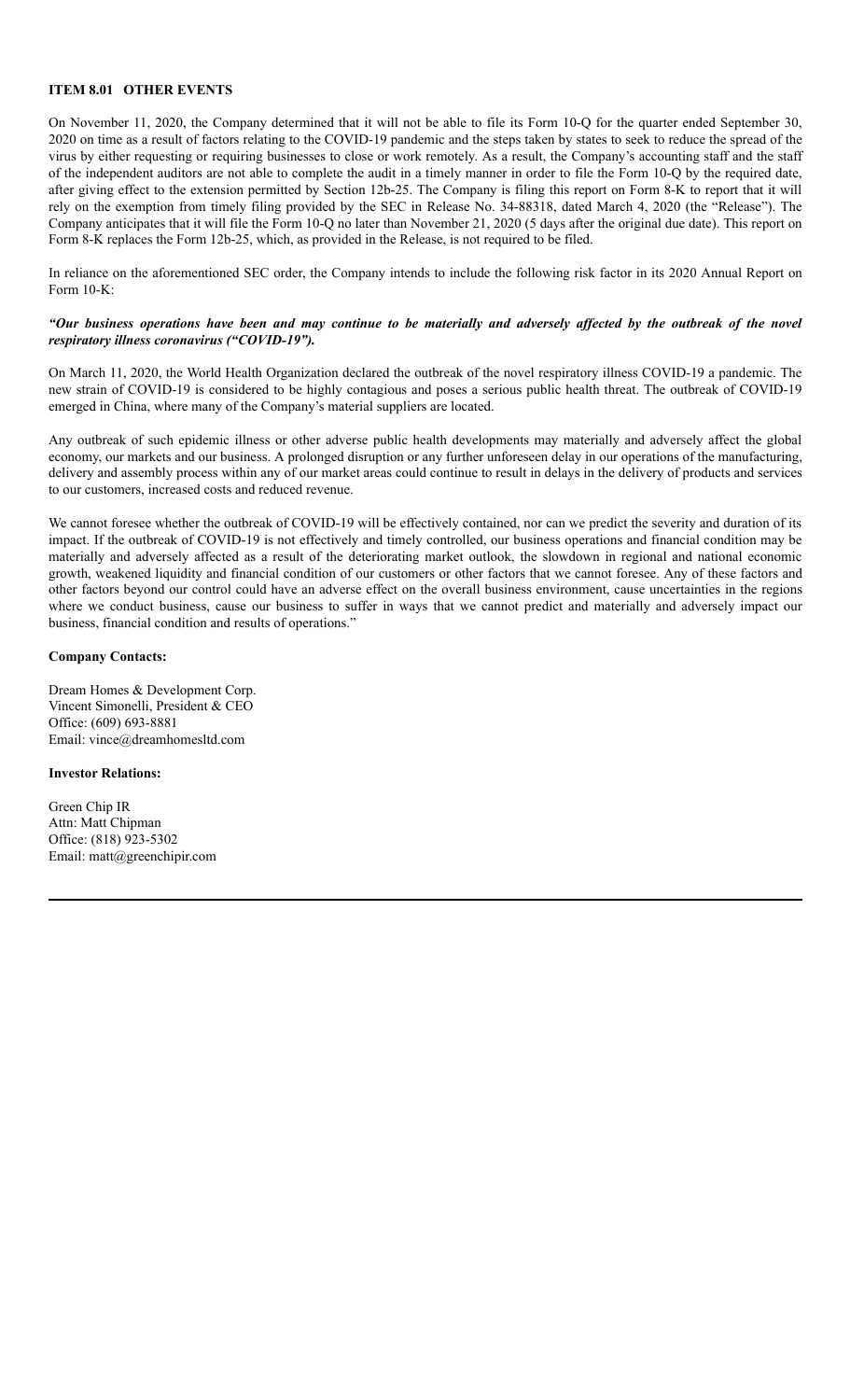**ITEM 8.01 OTHER EVENTS**

On November 11, 2020, the Company determined that it will not be able to file its Form 10-Q for the quarter ended September 30, 2020 on time as a result of factors relating to the COVID-19 pandemic and the steps taken by states to seek to reduce the spread of the virus by either requesting or requiring businesses to close or work remotely. As a result, the Company's accounting staff and the staff of the independent auditors are not able to complete the audit in a timely manner in order to file the Form 10-Q by the required date, after giving effect to the extension permitted by Section 12b-25. The Company is filing this report on Form 8-K to report that it will rely on the exemption from timely filing provided by the SEC in Release No. 34-88318, dated March 4, 2020 (the "Release"). The Company anticipates that it will file the Form 10-Q no later than November 21, 2020 (5 days after the original due date). This report on Form 8-K replaces the Form 12b-25, which, as provided in the Release, is not required to be filed.

In reliance on the aforementioned SEC order, the Company intends to include the following risk factor in its 2020 Annual Report on Form 10-K:

***"Our business operations have been and may continue to be materially and adversely affected by the outbreak of the novel respiratory illness coronavirus ("COVID-19").***

On March 11, 2020, the World Health Organization declared the outbreak of the novel respiratory illness COVID-19 a pandemic. The new strain of COVID-19 is considered to be highly contagious and poses a serious public health threat. The outbreak of COVID-19 emerged in China, where many of the Company's material suppliers are located.

Any outbreak of such epidemic illness or other adverse public health developments may materially and adversely affect the global economy, our markets and our business. A prolonged disruption or any further unforeseen delay in our operations of the manufacturing, delivery and assembly process within any of our market areas could continue to result in delays in the delivery of products and services to our customers, increased costs and reduced revenue.

We cannot foresee whether the outbreak of COVID-19 will be effectively contained, nor can we predict the severity and duration of its impact. If the outbreak of COVID-19 is not effectively and timely controlled, our business operations and financial condition may be materially and adversely affected as a result of the deteriorating market outlook, the slowdown in regional and national economic growth, weakened liquidity and financial condition of our customers or other factors that we cannot foresee. Any of these factors and other factors beyond our control could have an adverse effect on the overall business environment, cause uncertainties in the regions where we conduct business, cause our business to suffer in ways that we cannot predict and materially and adversely impact our business, financial condition and results of operations."

**Company Contacts:**

Dream Homes & Development Corp.
Vincent Simonelli, President & CEO
Office: (609) 693-8881
Email: vince@dreamhomesltd.com

**Investor Relations:**

Green Chip IR
Attn: Matt Chipman
Office: (818) 923-5302
Email: matt@greenchipir.com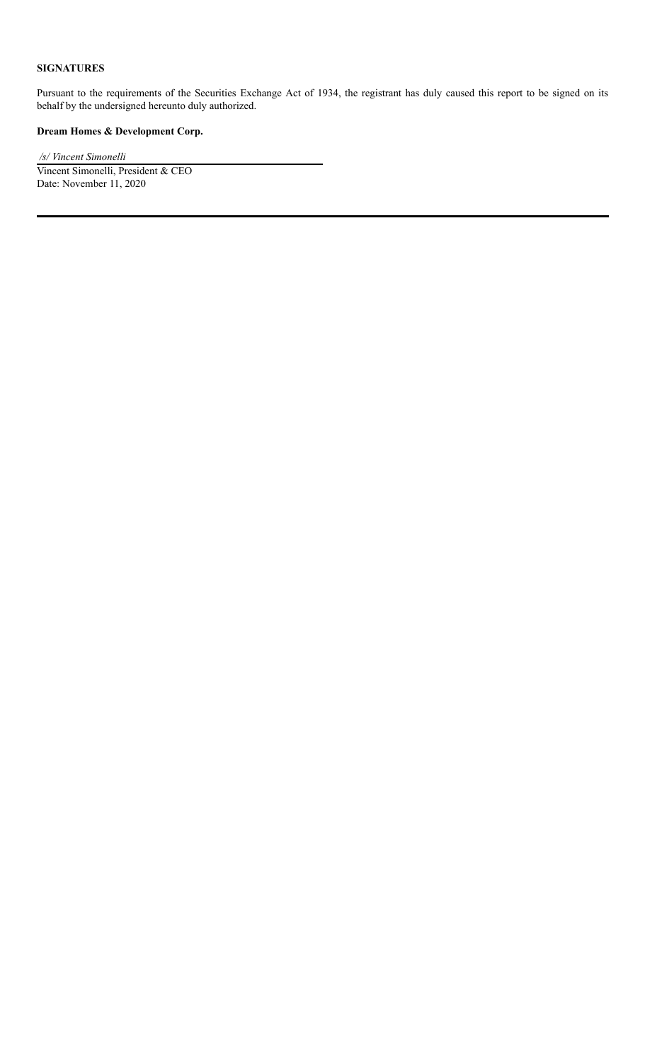**SIGNATURES**

Pursuant to the requirements of the Securities Exchange Act of 1934, the registrant has duly caused this report to be signed on its behalf by the undersigned hereunto duly authorized.

**Dream Homes & Development Corp.**

*/s/ Vincent Simonelli*

Vincent Simonelli, President & CEO

Date: November 11, 2020